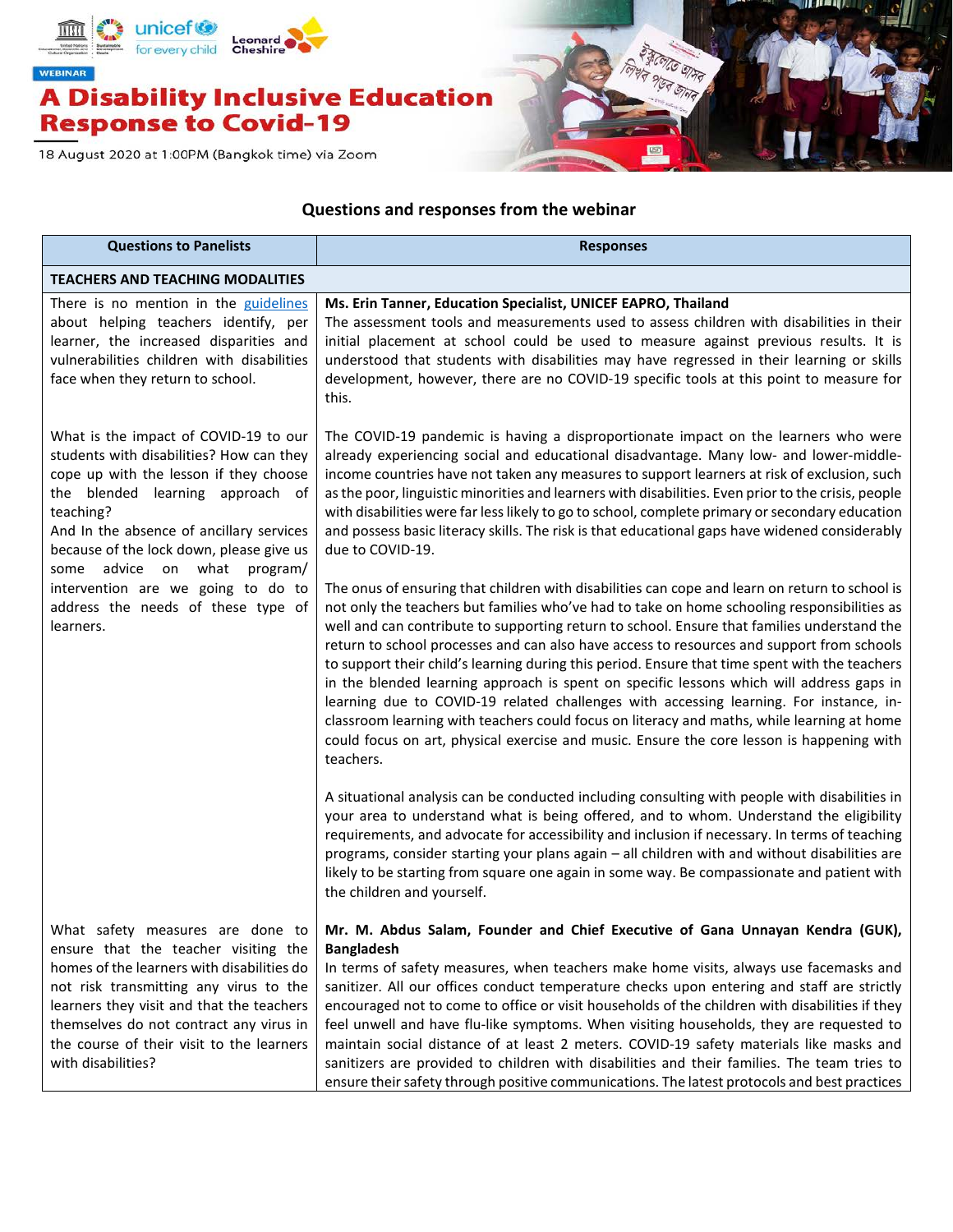WEBINAR

# A Disability Inclusive Education Response to Covid-19

18 August 2020 at 1:00PM (Bangkok time) via Zoom

## Questions and responses from the webinar

| Questions to Panelists | Responses |
|---|---|
| **TEACHERS AND TEACHING MODALITIES** | |
| There is no mention in the guidelines about helping teachers identify, per learner, the increased disparities and vulnerabilities children with disabilities face when they return to school. | **Ms. Erin Tanner, Education Specialist, UNICEF EAPRO, Thailand**<br>The assessment tools and measurements used to assess children with disabilities in their initial placement at school could be used to measure against previous results. It is understood that students with disabilities may have regressed in their learning or skills development, however, there are no COVID-19 specific tools at this point to measure for this. |
| What is the impact of COVID-19 to our students with disabilities? How can they cope up with the lesson if they choose the blended learning approach of teaching?<br>And In the absence of ancillary services because of the lock down, please give us some advice on what program/ intervention are we going to do to address the needs of these type of learners. | The COVID-19 pandemic is having a disproportionate impact on the learners who were already experiencing social and educational disadvantage. Many low- and lower-middle-income countries have not taken any measures to support learners at risk of exclusion, such as the poor, linguistic minorities and learners with disabilities. Even prior to the crisis, people with disabilities were far less likely to go to school, complete primary or secondary education and possess basic literacy skills. The risk is that educational gaps have widened considerably due to COVID-19.<br><br>The onus of ensuring that children with disabilities can cope and learn on return to school is not only the teachers but families who've had to take on home schooling responsibilities as well and can contribute to supporting return to school. Ensure that families understand the return to school processes and can also have access to resources and support from schools to support their child's learning during this period. Ensure that time spent with the teachers in the blended learning approach is spent on specific lessons which will address gaps in learning due to COVID-19 related challenges with accessing learning. For instance, in-classroom learning with teachers could focus on literacy and maths, while learning at home could focus on art, physical exercise and music. Ensure the core lesson is happening with teachers.<br><br>A situational analysis can be conducted including consulting with people with disabilities in your area to understand what is being offered, and to whom. Understand the eligibility requirements, and advocate for accessibility and inclusion if necessary. In terms of teaching programs, consider starting your plans again – all children with and without disabilities are likely to be starting from square one again in some way. Be compassionate and patient with the children and yourself. |
| What safety measures are done to ensure that the teacher visiting the homes of the learners with disabilities do not risk transmitting any virus to the learners they visit and that the teachers themselves do not contract any virus in the course of their visit to the learners with disabilities? | **Mr. M. Abdus Salam, Founder and Chief Executive of Gana Unnayan Kendra (GUK), Bangladesh**<br>In terms of safety measures, when teachers make home visits, always use facemasks and sanitizer. All our offices conduct temperature checks upon entering and staff are strictly encouraged not to come to office or visit households of the children with disabilities if they feel unwell and have flu-like symptoms. When visiting households, they are requested to maintain social distance of at least 2 meters. COVID-19 safety materials like masks and sanitizers are provided to children with disabilities and their families. The team tries to ensure their safety through positive communications. The latest protocols and best practices |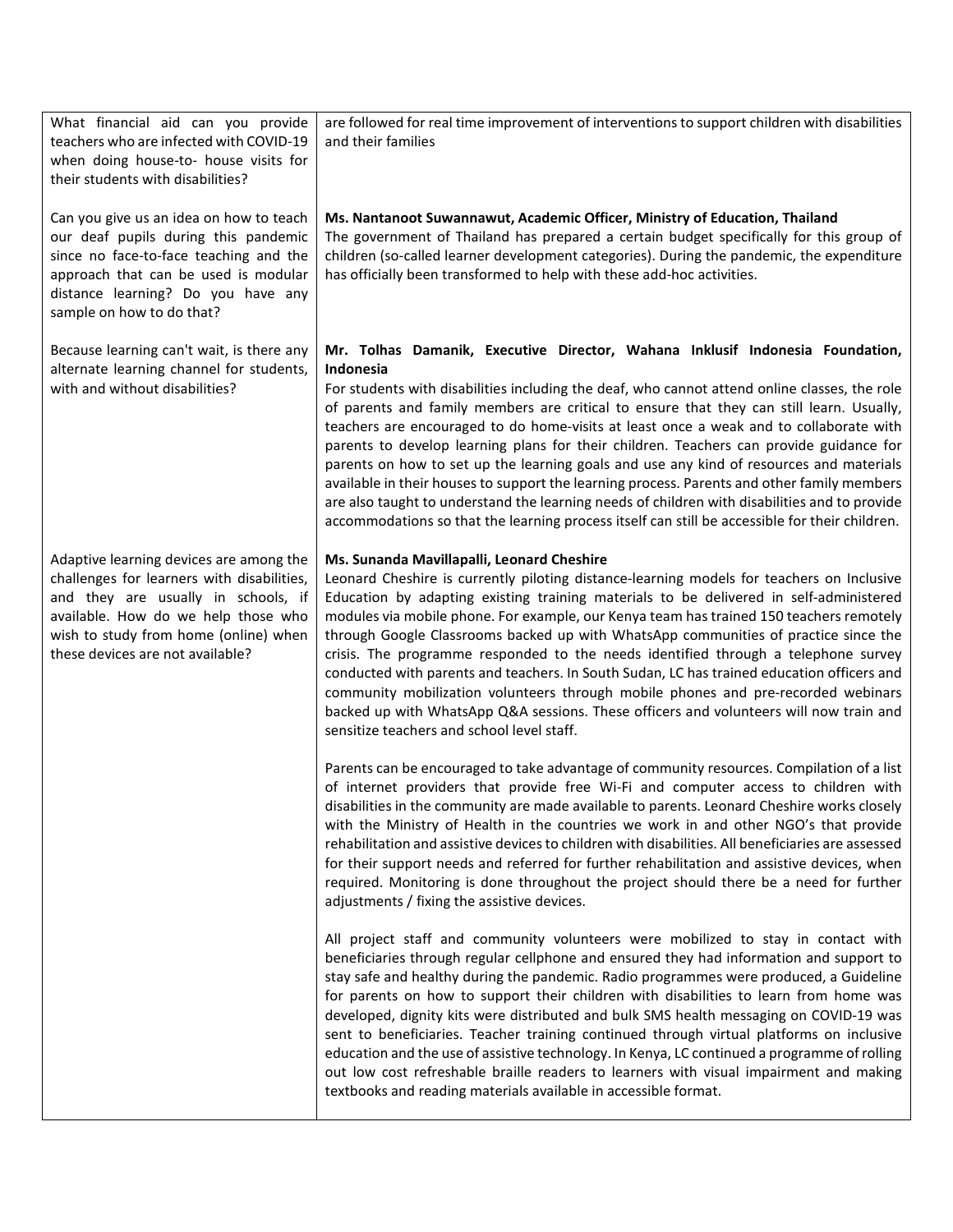| | |
|---|---|
| What financial aid can you provide teachers who are infected with COVID-19 when doing house-to- house visits for their students with disabilities?<br><br>Can you give us an idea on how to teach our deaf pupils during this pandemic since no face-to-face teaching and the approach that can be used is modular distance learning? Do you have any sample on how to do that?<br><br>Because learning can't wait, is there any alternate learning channel for students, with and without disabilities?<br><br>Adaptive learning devices are among the challenges for learners with disabilities, and they are usually in schools, if available. How do we help those who wish to study from home (online) when these devices are not available? | are followed for real time improvement of interventions to support children with disabilities and their families<br><br>**Ms. Nantanoot Suwannawut, Academic Officer, Ministry of Education, Thailand**<br>The government of Thailand has prepared a certain budget specifically for this group of children (so-called learner development categories). During the pandemic, the expenditure has officially been transformed to help with these add-hoc activities.<br><br>**Mr. Tolhas Damanik, Executive Director, Wahana Inklusif Indonesia Foundation, Indonesia**<br>For students with disabilities including the deaf, who cannot attend online classes, the role of parents and family members are critical to ensure that they can still learn. Usually, teachers are encouraged to do home-visits at least once a weak and to collaborate with parents to develop learning plans for their children. Teachers can provide guidance for parents on how to set up the learning goals and use any kind of resources and materials available in their houses to support the learning process. Parents and other family members are also taught to understand the learning needs of children with disabilities and to provide accommodations so that the learning process itself can still be accessible for their children.<br><br>**Ms. Sunanda Mavillapalli, Leonard Cheshire**<br>Leonard Cheshire is currently piloting distance-learning models for teachers on Inclusive Education by adapting existing training materials to be delivered in self-administered modules via mobile phone. For example, our Kenya team has trained 150 teachers remotely through Google Classrooms backed up with WhatsApp communities of practice since the crisis. The programme responded to the needs identified through a telephone survey conducted with parents and teachers. In South Sudan, LC has trained education officers and community mobilization volunteers through mobile phones and pre-recorded webinars backed up with WhatsApp Q&A sessions. These officers and volunteers will now train and sensitize teachers and school level staff.<br><br>Parents can be encouraged to take advantage of community resources. Compilation of a list of internet providers that provide free Wi-Fi and computer access to children with disabilities in the community are made available to parents. Leonard Cheshire works closely with the Ministry of Health in the countries we work in and other NGO's that provide rehabilitation and assistive devices to children with disabilities. All beneficiaries are assessed for their support needs and referred for further rehabilitation and assistive devices, when required. Monitoring is done throughout the project should there be a need for further adjustments / fixing the assistive devices.<br><br>All project staff and community volunteers were mobilized to stay in contact with beneficiaries through regular cellphone and ensured they had information and support to stay safe and healthy during the pandemic. Radio programmes were produced, a Guideline for parents on how to support their children with disabilities to learn from home was developed, dignity kits were distributed and bulk SMS health messaging on COVID-19 was sent to beneficiaries. Teacher training continued through virtual platforms on inclusive education and the use of assistive technology. In Kenya, LC continued a programme of rolling out low cost refreshable braille readers to learners with visual impairment and making textbooks and reading materials available in accessible format. |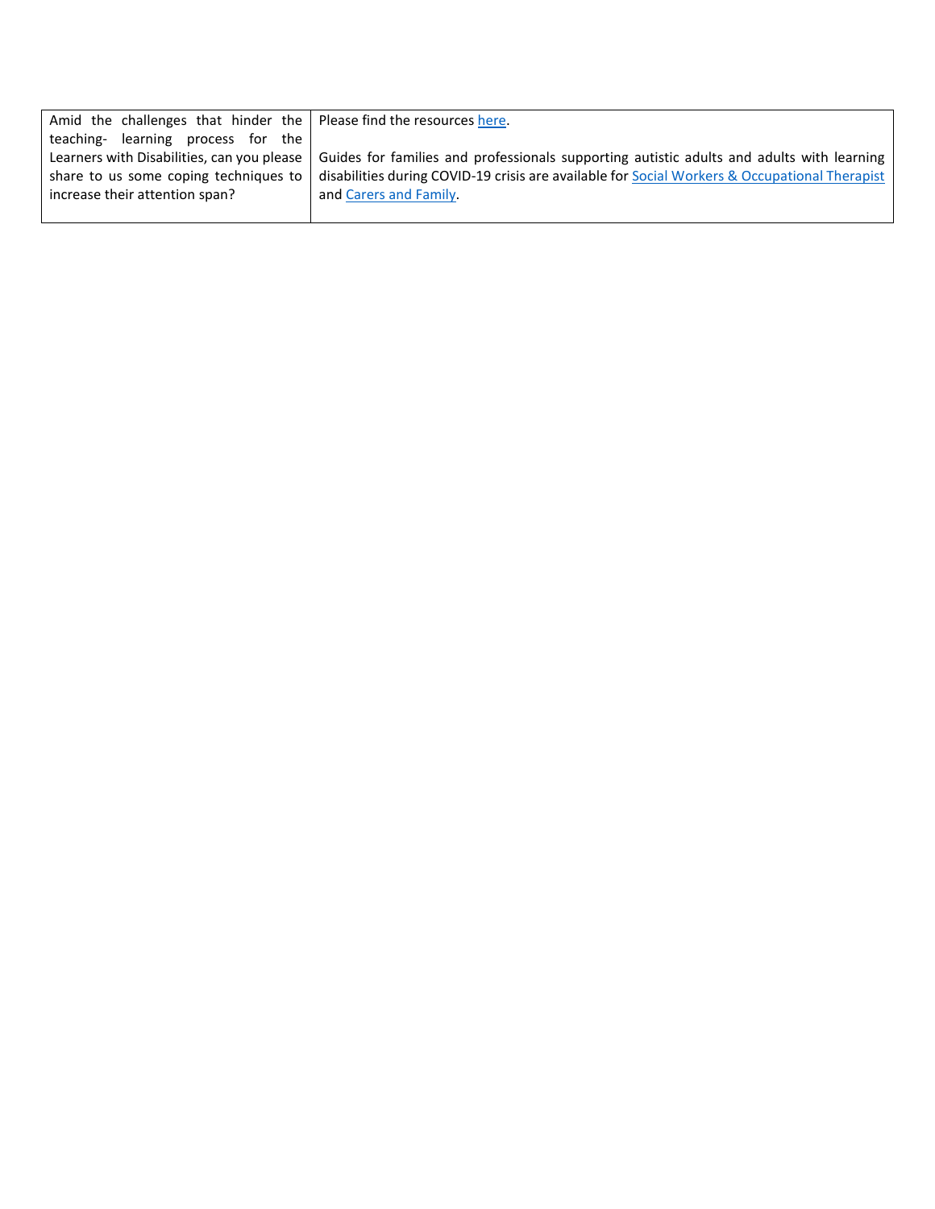| | |
|---|---|
| Amid the challenges that hinder the teaching- learning process for the Learners with Disabilities, can you please share to us some coping techniques to increase their attention span? | Please find the resources here.<br><br>Guides for families and professionals supporting autistic adults and adults with learning disabilities during COVID-19 crisis are available for Social Workers & Occupational Therapist and Carers and Family. |